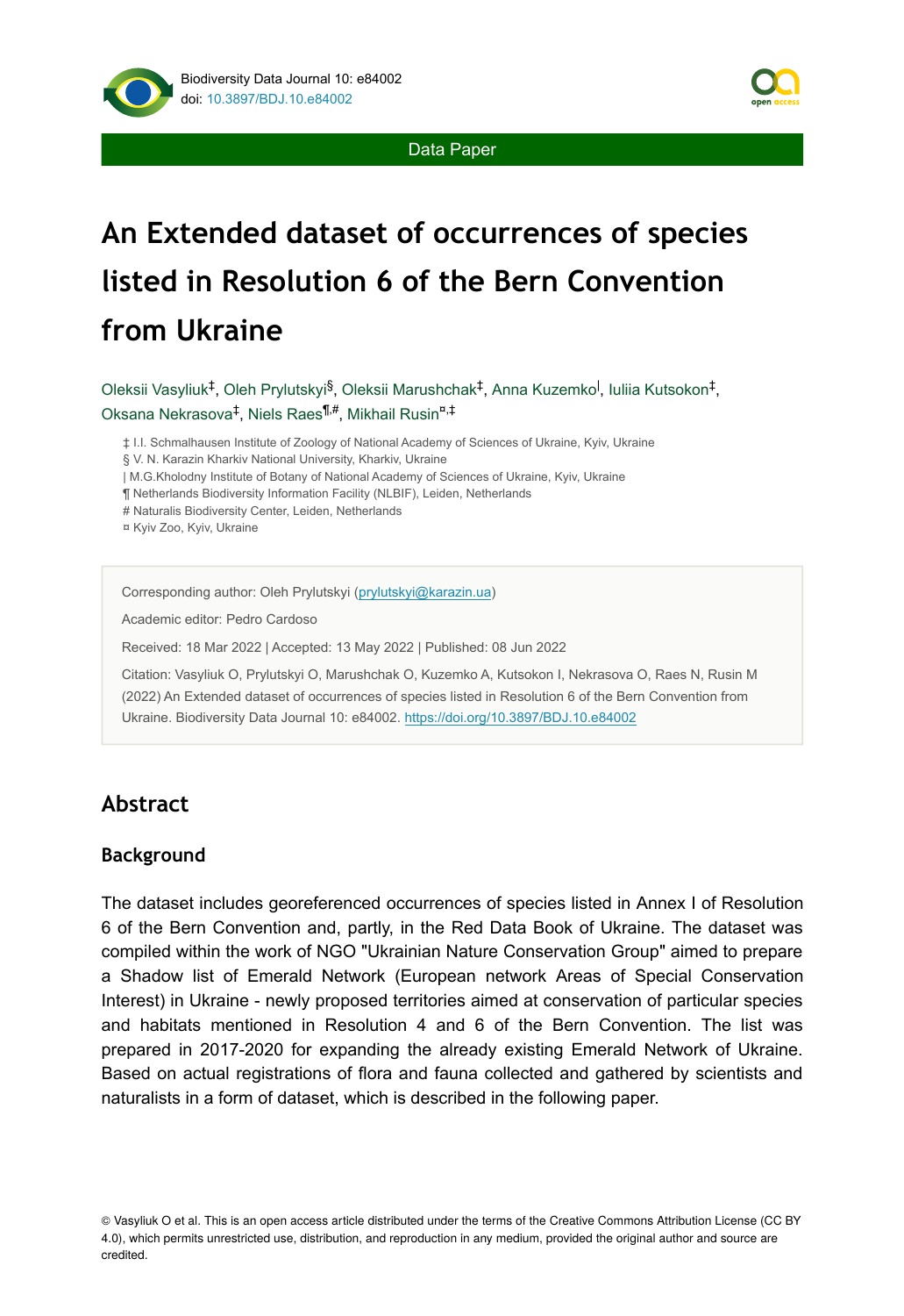Data Paper

# An Extended dataset of occurrences of species listed in Resolution 6 of the Bern Convention from Ukraine

Oleksii Vasyliuk[‡], Oleh Prylutskyi[§], Oleksii Marushchak[‡], Anna Kuzemko[|], Iuliia Kutsokon[‡], Oksana Nekrasova[‡], Niels Raes[¶,#], Mikhail Rusin[¤,‡]

‡ I.I. Schmalhausen Institute of Zoology of National Academy of Sciences of Ukraine, Kyiv, Ukraine
§ V. N. Karazin Kharkiv National University, Kharkiv, Ukraine
| M.G.Kholodny Institute of Botany of National Academy of Sciences of Ukraine, Kyiv, Ukraine
¶ Netherlands Biodiversity Information Facility (NLBIF), Leiden, Netherlands
# Naturalis Biodiversity Center, Leiden, Netherlands
¤ Kyiv Zoo, Kyiv, Ukraine

Corresponding author: Oleh Prylutskyi (prylutskyi@karazin.ua)

Academic editor: Pedro Cardoso

Received: 18 Mar 2022 | Accepted: 13 May 2022 | Published: 08 Jun 2022

Citation: Vasyliuk O, Prylutskyi O, Marushchak O, Kuzemko A, Kutsokon I, Nekrasova O, Raes N, Rusin M (2022) An Extended dataset of occurrences of species listed in Resolution 6 of the Bern Convention from Ukraine. Biodiversity Data Journal 10: e84002. https://doi.org/10.3897/BDJ.10.e84002

## Abstract

### Background

The dataset includes georeferenced occurrences of species listed in Annex I of Resolution 6 of the Bern Convention and, partly, in the Red Data Book of Ukraine. The dataset was compiled within the work of NGO "Ukrainian Nature Conservation Group" aimed to prepare a Shadow list of Emerald Network (European network Areas of Special Conservation Interest) in Ukraine - newly proposed territories aimed at conservation of particular species and habitats mentioned in Resolution 4 and 6 of the Bern Convention. The list was prepared in 2017-2020 for expanding the already existing Emerald Network of Ukraine. Based on actual registrations of flora and fauna collected and gathered by scientists and naturalists in a form of dataset, which is described in the following paper.

© Vasyliuk O et al. This is an open access article distributed under the terms of the Creative Commons Attribution License (CC BY 4.0), which permits unrestricted use, distribution, and reproduction in any medium, provided the original author and source are credited.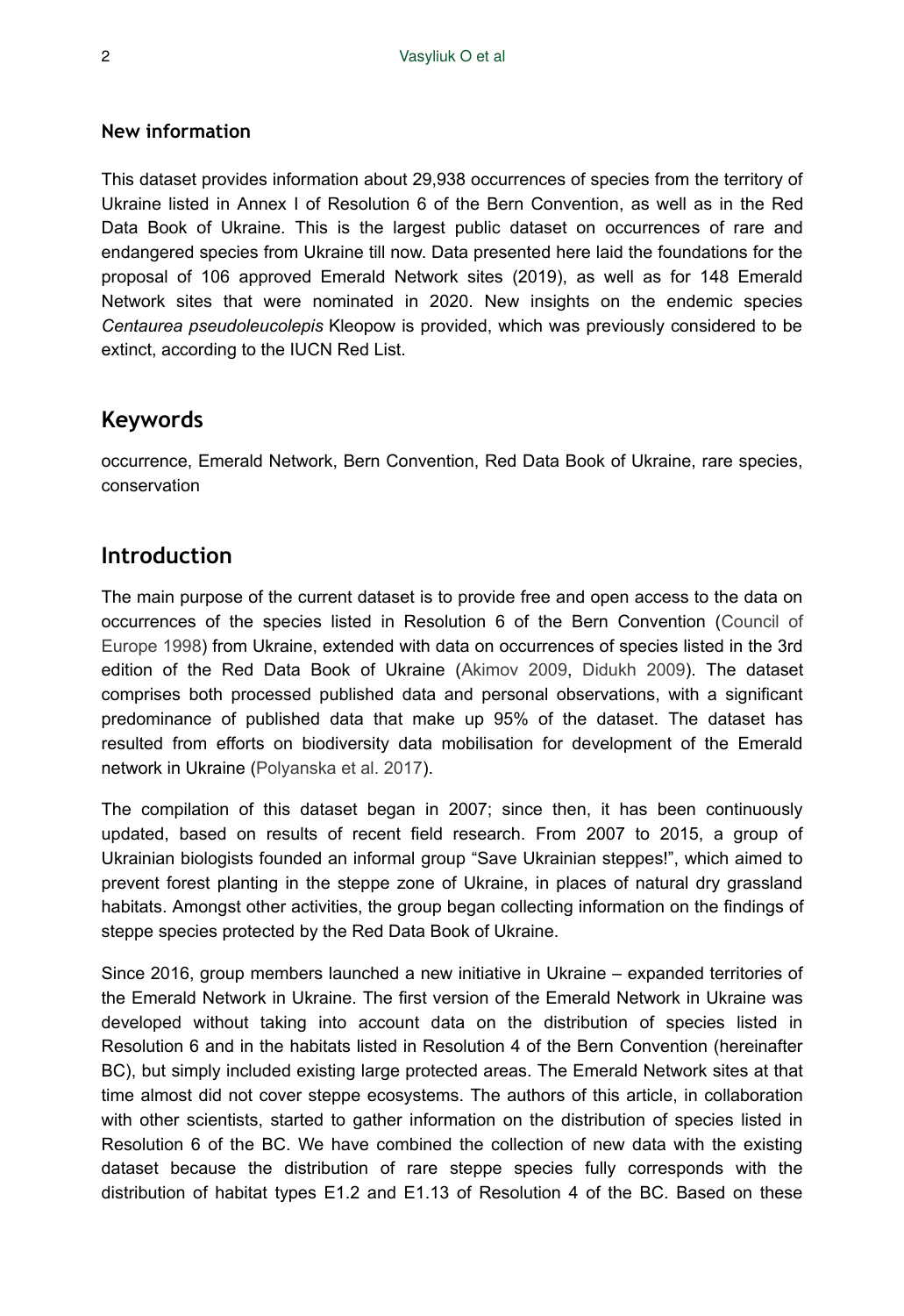### New information

This dataset provides information about 29,938 occurrences of species from the territory of Ukraine listed in Annex I of Resolution 6 of the Bern Convention, as well as in the Red Data Book of Ukraine. This is the largest public dataset on occurrences of rare and endangered species from Ukraine till now. Data presented here laid the foundations for the proposal of 106 approved Emerald Network sites (2019), as well as for 148 Emerald Network sites that were nominated in 2020. New insights on the endemic species *Centaurea pseudoleucolepis* Kleopow is provided, which was previously considered to be extinct, according to the IUCN Red List.

## Keywords

occurrence, Emerald Network, Bern Convention, Red Data Book of Ukraine, rare species, conservation

## Introduction

The main purpose of the current dataset is to provide free and open access to the data on occurrences of the species listed in Resolution 6 of the Bern Convention (Council of Europe 1998) from Ukraine, extended with data on occurrences of species listed in the 3rd edition of the Red Data Book of Ukraine (Akimov 2009, Didukh 2009). The dataset comprises both processed published data and personal observations, with a significant predominance of published data that make up 95% of the dataset. The dataset has resulted from efforts on biodiversity data mobilisation for development of the Emerald network in Ukraine (Polyanska et al. 2017).

The compilation of this dataset began in 2007; since then, it has been continuously updated, based on results of recent field research. From 2007 to 2015, a group of Ukrainian biologists founded an informal group "Save Ukrainian steppes!", which aimed to prevent forest planting in the steppe zone of Ukraine, in places of natural dry grassland habitats. Amongst other activities, the group began collecting information on the findings of steppe species protected by the Red Data Book of Ukraine.

Since 2016, group members launched a new initiative in Ukraine – expanded territories of the Emerald Network in Ukraine. The first version of the Emerald Network in Ukraine was developed without taking into account data on the distribution of species listed in Resolution 6 and in the habitats listed in Resolution 4 of the Bern Convention (hereinafter BC), but simply included existing large protected areas. The Emerald Network sites at that time almost did not cover steppe ecosystems. The authors of this article, in collaboration with other scientists, started to gather information on the distribution of species listed in Resolution 6 of the BC. We have combined the collection of new data with the existing dataset because the distribution of rare steppe species fully corresponds with the distribution of habitat types E1.2 and E1.13 of Resolution 4 of the BC. Based on these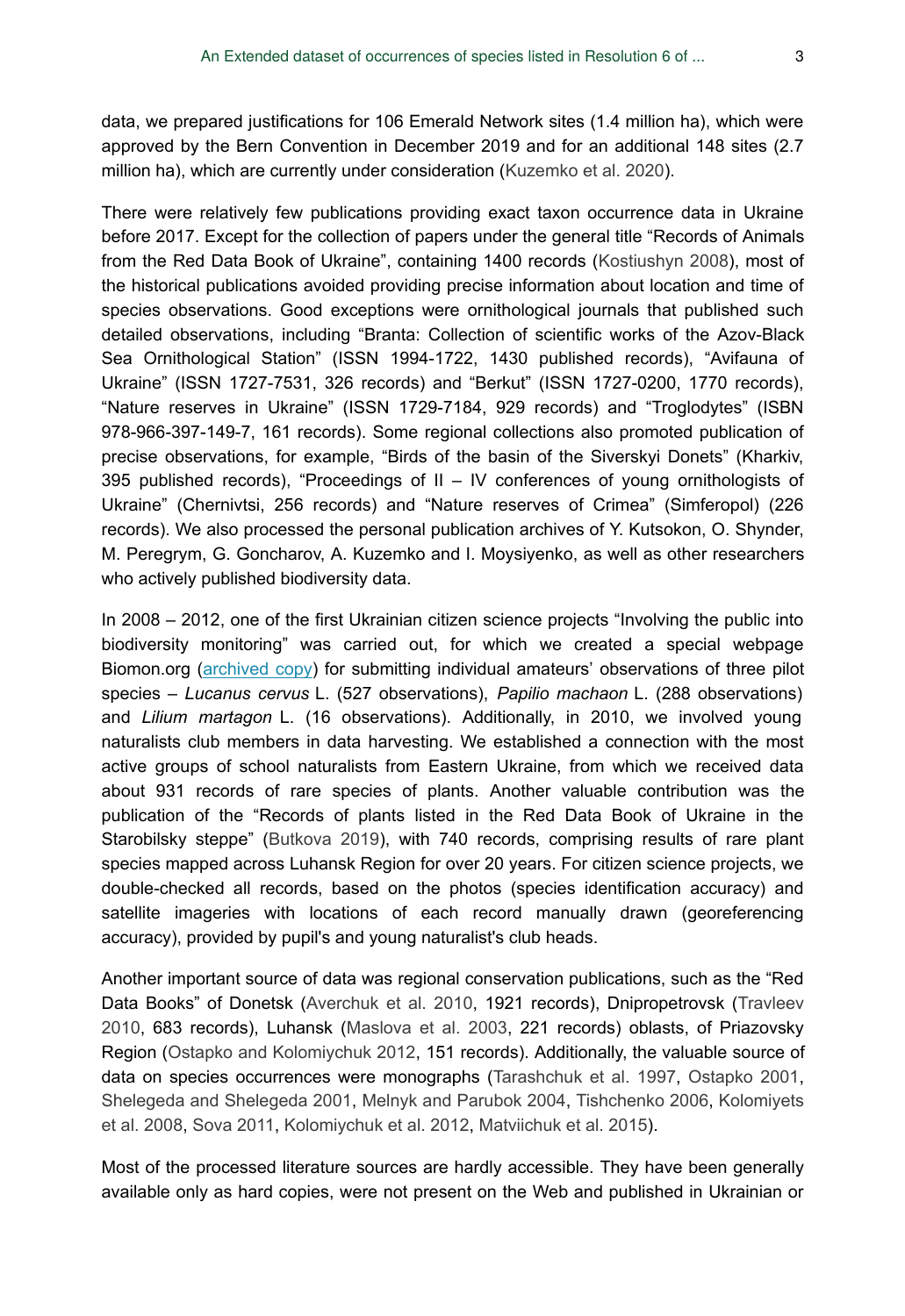data, we prepared justifications for 106 Emerald Network sites (1.4 million ha), which were approved by the Bern Convention in December 2019 and for an additional 148 sites (2.7 million ha), which are currently under consideration (Kuzemko et al. 2020).

There were relatively few publications providing exact taxon occurrence data in Ukraine before 2017. Except for the collection of papers under the general title "Records of Animals from the Red Data Book of Ukraine", containing 1400 records (Kostiushyn 2008), most of the historical publications avoided providing precise information about location and time of species observations. Good exceptions were ornithological journals that published such detailed observations, including "Branta: Collection of scientific works of the Azov-Black Sea Ornithological Station" (ISSN 1994-1722, 1430 published records), "Avifauna of Ukraine" (ISSN 1727-7531, 326 records) and "Berkut" (ISSN 1727-0200, 1770 records), "Nature reserves in Ukraine" (ISSN 1729-7184, 929 records) and "Troglodytes" (ISBN 978-966-397-149-7, 161 records). Some regional collections also promoted publication of precise observations, for example, "Birds of the basin of the Siverskyi Donets" (Kharkiv, 395 published records), "Proceedings of II – IV conferences of young ornithologists of Ukraine" (Chernivtsi, 256 records) and "Nature reserves of Crimea" (Simferopol) (226 records). We also processed the personal publication archives of Y. Kutsokon, O. Shynder, M. Peregrym, G. Goncharov, A. Kuzemko and I. Moysiyenko, as well as other researchers who actively published biodiversity data.

In 2008 – 2012, one of the first Ukrainian citizen science projects "Involving the public into biodiversity monitoring" was carried out, for which we created a special webpage Biomon.org (archived copy) for submitting individual amateurs' observations of three pilot species – *Lucanus cervus* L. (527 observations), *Papilio machaon* L. (288 observations) and *Lilium martagon* L. (16 observations). Additionally, in 2010, we involved young naturalists club members in data harvesting. We established a connection with the most active groups of school naturalists from Eastern Ukraine, from which we received data about 931 records of rare species of plants. Another valuable contribution was the publication of the "Records of plants listed in the Red Data Book of Ukraine in the Starobilsky steppe" (Butkova 2019), with 740 records, comprising results of rare plant species mapped across Luhansk Region for over 20 years. For citizen science projects, we double-checked all records, based on the photos (species identification accuracy) and satellite imageries with locations of each record manually drawn (georeferencing accuracy), provided by pupil's and young naturalist's club heads.

Another important source of data was regional conservation publications, such as the "Red Data Books" of Donetsk (Averchuk et al. 2010, 1921 records), Dnipropetrovsk (Travleev 2010, 683 records), Luhansk (Maslova et al. 2003, 221 records) oblasts, of Priazovsky Region (Ostapko and Kolomiychuk 2012, 151 records). Additionally, the valuable source of data on species occurrences were monographs (Tarashchuk et al. 1997, Ostapko 2001, Shelegeda and Shelegeda 2001, Melnyk and Parubok 2004, Tishchenko 2006, Kolomiyets et al. 2008, Sova 2011, Kolomiychuk et al. 2012, Matviichuk et al. 2015).

Most of the processed literature sources are hardly accessible. They have been generally available only as hard copies, were not present on the Web and published in Ukrainian or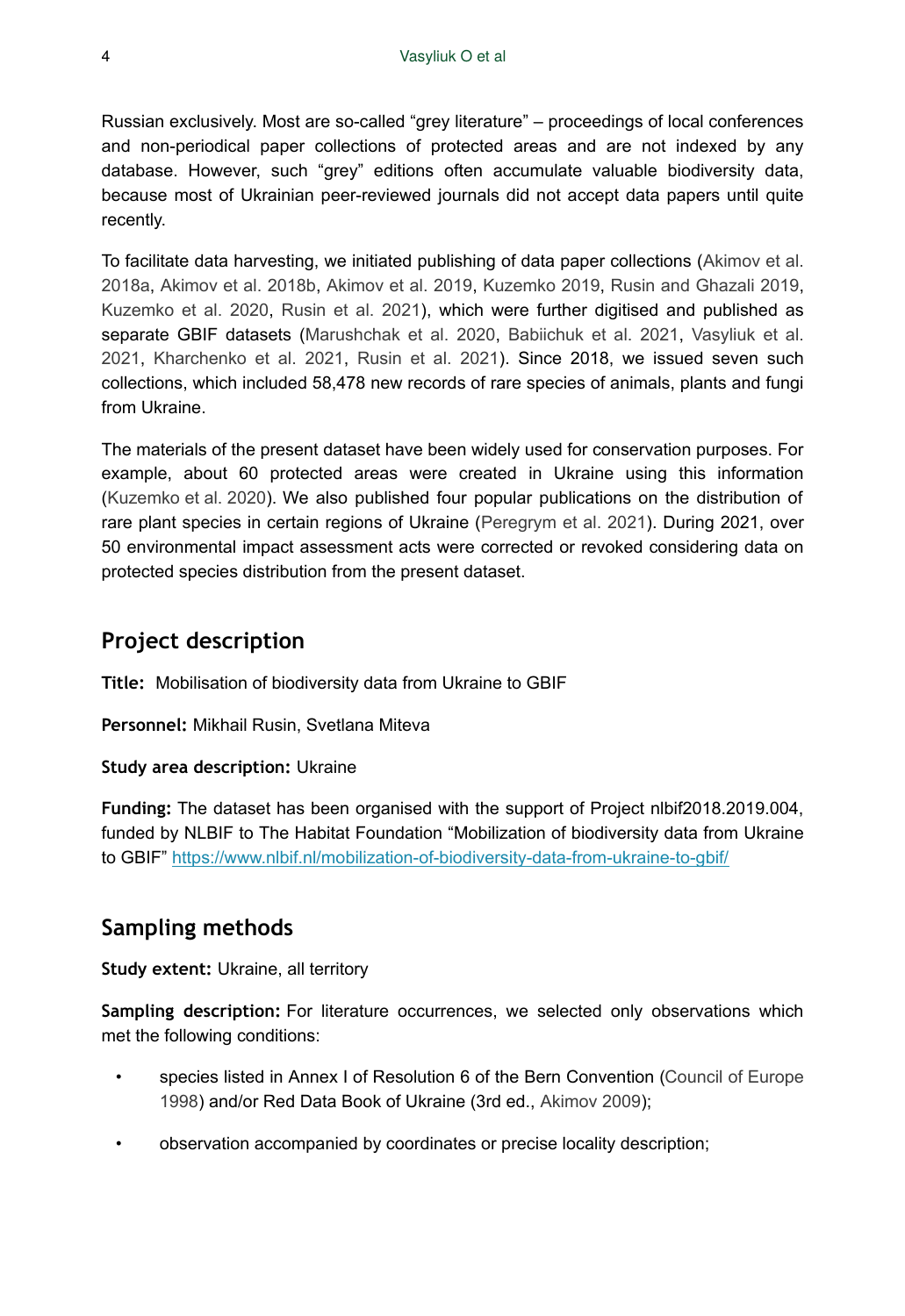Russian exclusively. Most are so-called "grey literature" – proceedings of local conferences and non-periodical paper collections of protected areas and are not indexed by any database. However, such "grey" editions often accumulate valuable biodiversity data, because most of Ukrainian peer-reviewed journals did not accept data papers until quite recently.

To facilitate data harvesting, we initiated publishing of data paper collections (Akimov et al. 2018a, Akimov et al. 2018b, Akimov et al. 2019, Kuzemko 2019, Rusin and Ghazali 2019, Kuzemko et al. 2020, Rusin et al. 2021), which were further digitised and published as separate GBIF datasets (Marushchak et al. 2020, Babiichuk et al. 2021, Vasyliuk et al. 2021, Kharchenko et al. 2021, Rusin et al. 2021). Since 2018, we issued seven such collections, which included 58,478 new records of rare species of animals, plants and fungi from Ukraine.

The materials of the present dataset have been widely used for conservation purposes. For example, about 60 protected areas were created in Ukraine using this information (Kuzemko et al. 2020). We also published four popular publications on the distribution of rare plant species in certain regions of Ukraine (Peregrym et al. 2021). During 2021, over 50 environmental impact assessment acts were corrected or revoked considering data on protected species distribution from the present dataset.

## Project description

**Title:** Mobilisation of biodiversity data from Ukraine to GBIF

**Personnel:** Mikhail Rusin, Svetlana Miteva

**Study area description:** Ukraine

**Funding:** The dataset has been organised with the support of Project nlbif2018.2019.004, funded by NLBIF to The Habitat Foundation "Mobilization of biodiversity data from Ukraine to GBIF" https://www.nlbif.nl/mobilization-of-biodiversity-data-from-ukraine-to-gbif/

## Sampling methods

**Study extent:** Ukraine, all territory

**Sampling description:** For literature occurrences, we selected only observations which met the following conditions:

- species listed in Annex I of Resolution 6 of the Bern Convention (Council of Europe 1998) and/or Red Data Book of Ukraine (3rd ed., Akimov 2009);
- observation accompanied by coordinates or precise locality description;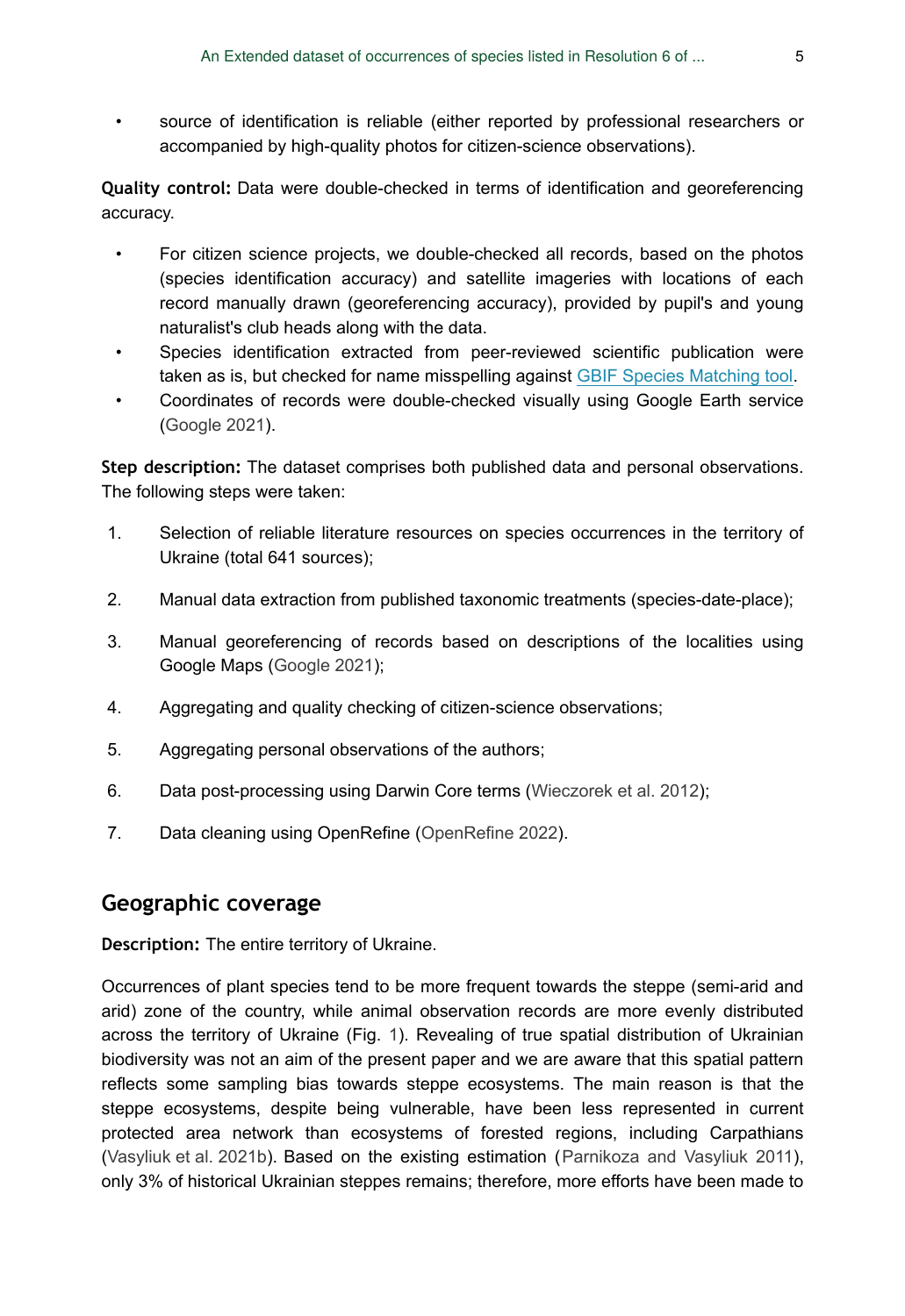- source of identification is reliable (either reported by professional researchers or accompanied by high-quality photos for citizen-science observations).

**Quality control:** Data were double-checked in terms of identification and georeferencing accuracy.

- For citizen science projects, we double-checked all records, based on the photos (species identification accuracy) and satellite imageries with locations of each record manually drawn (georeferencing accuracy), provided by pupil's and young naturalist's club heads along with the data.
- Species identification extracted from peer-reviewed scientific publication were taken as is, but checked for name misspelling against GBIF Species Matching tool.
- Coordinates of records were double-checked visually using Google Earth service (Google 2021).

**Step description:** The dataset comprises both published data and personal observations. The following steps were taken:

1. Selection of reliable literature resources on species occurrences in the territory of Ukraine (total 641 sources);
2. Manual data extraction from published taxonomic treatments (species-date-place);
3. Manual georeferencing of records based on descriptions of the localities using Google Maps (Google 2021);
4. Aggregating and quality checking of citizen-science observations;
5. Aggregating personal observations of the authors;
6. Data post-processing using Darwin Core terms (Wieczorek et al. 2012);
7. Data cleaning using OpenRefine (OpenRefine 2022).

## Geographic coverage

**Description:** The entire territory of Ukraine.

Occurrences of plant species tend to be more frequent towards the steppe (semi-arid and arid) zone of the country, while animal observation records are more evenly distributed across the territory of Ukraine (Fig. 1). Revealing of true spatial distribution of Ukrainian biodiversity was not an aim of the present paper and we are aware that this spatial pattern reflects some sampling bias towards steppe ecosystems. The main reason is that the steppe ecosystems, despite being vulnerable, have been less represented in current protected area network than ecosystems of forested regions, including Carpathians (Vasyliuk et al. 2021b). Based on the existing estimation (Parnikoza and Vasyliuk 2011), only 3% of historical Ukrainian steppes remains; therefore, more efforts have been made to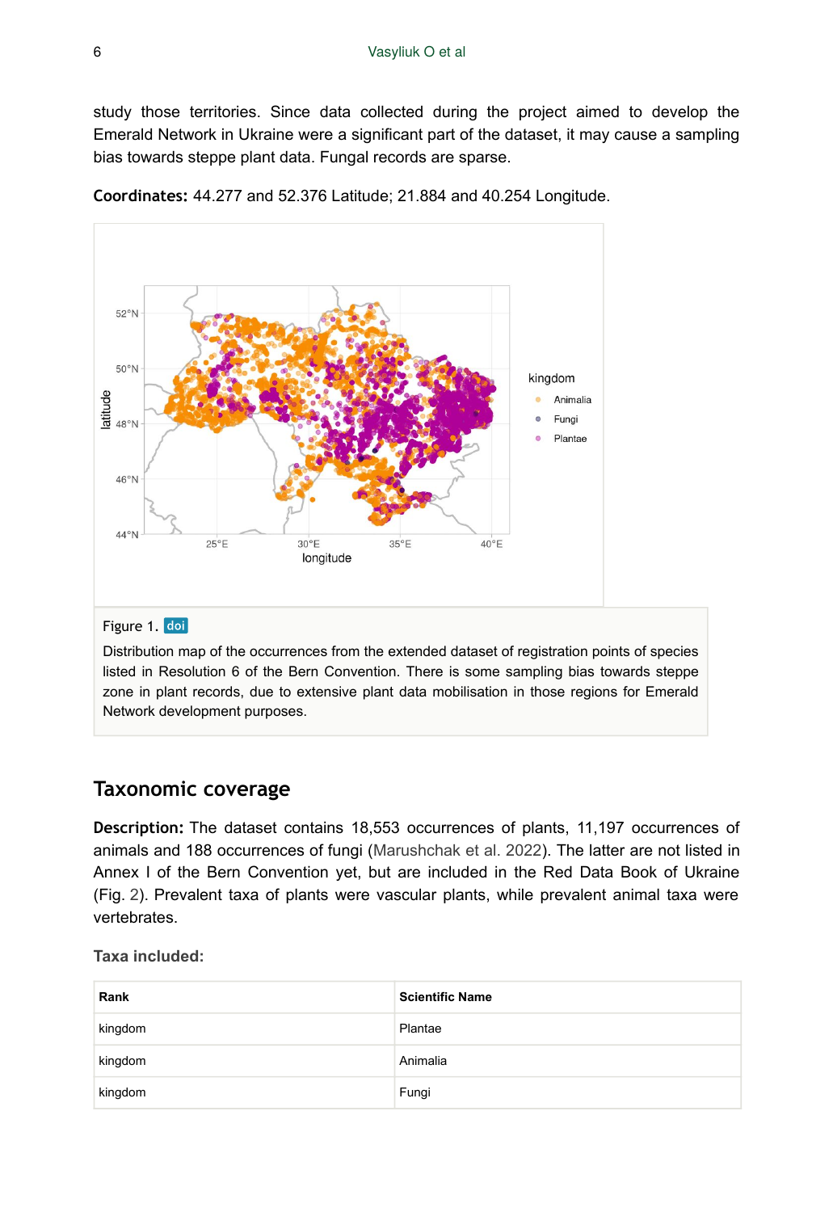study those territories. Since data collected during the project aimed to develop the Emerald Network in Ukraine were a significant part of the dataset, it may cause a sampling bias towards steppe plant data. Fungal records are sparse.

**Coordinates:** 44.277 and 52.376 Latitude; 21.884 and 40.254 Longitude.

Figure 1. doi

Distribution map of the occurrences from the extended dataset of registration points of species listed in Resolution 6 of the Bern Convention. There is some sampling bias towards steppe zone in plant records, due to extensive plant data mobilisation in those regions for Emerald Network development purposes.

## Taxonomic coverage

**Description:** The dataset contains 18,553 occurrences of plants, 11,197 occurrences of animals and 188 occurrences of fungi (Marushchak et al. 2022). The latter are not listed in Annex I of the Bern Convention yet, but are included in the Red Data Book of Ukraine (Fig. 2). Prevalent taxa of plants were vascular plants, while prevalent animal taxa were vertebrates.

**Taxa included:**

| Rank | Scientific Name |
| --- | --- |
| kingdom | Plantae |
| kingdom | Animalia |
| kingdom | Fungi |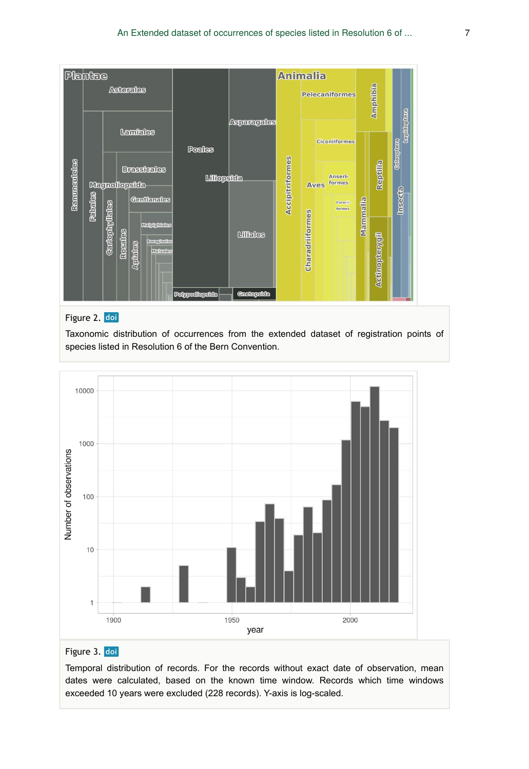Figure 2. doi

Taxonomic distribution of occurrences from the extended dataset of registration points of species listed in Resolution 6 of the Bern Convention.

Figure 3. doi

Temporal distribution of records. For the records without exact date of observation, mean dates were calculated, based on the known time window. Records which time windows exceeded 10 years were excluded (228 records). Y-axis is log-scaled.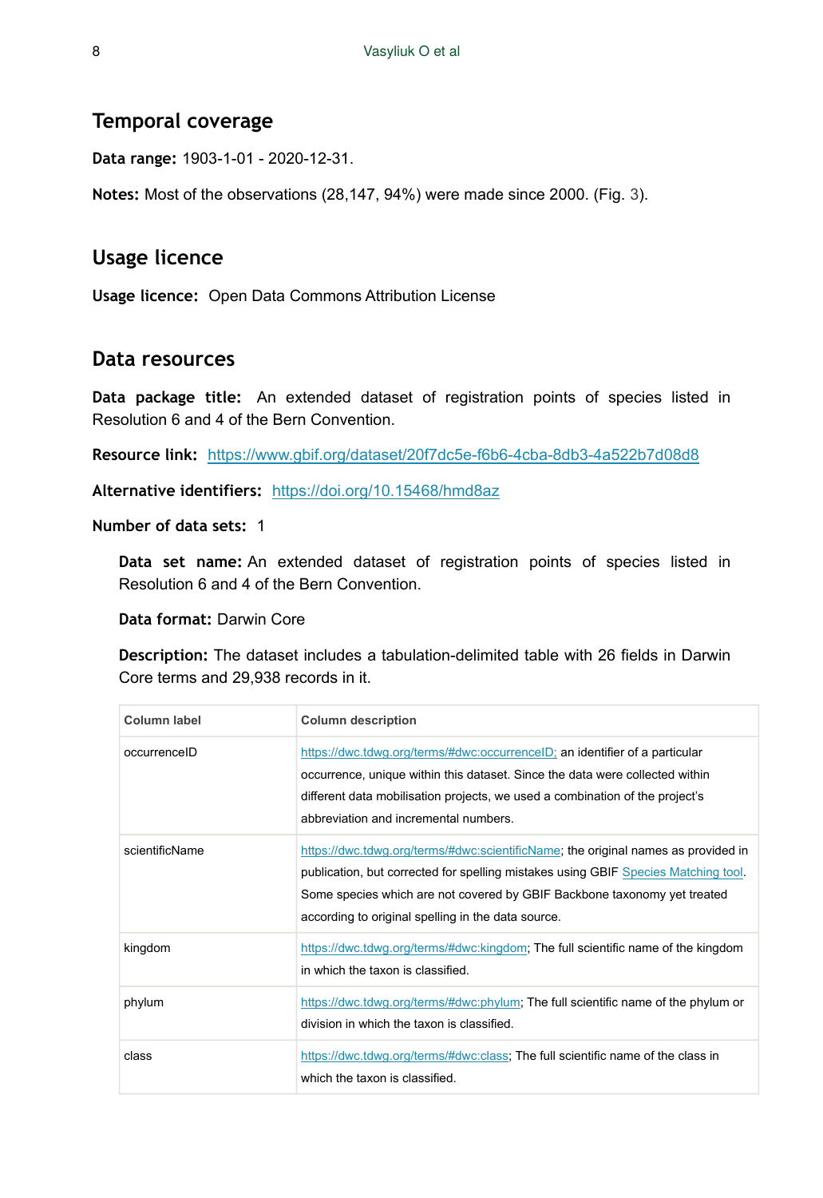## Temporal coverage

**Data range:** 1903-1-01 - 2020-12-31.

**Notes:** Most of the observations (28,147, 94%) were made since 2000. (Fig. 3).

## Usage licence

**Usage licence:** Open Data Commons Attribution License

## Data resources

**Data package title:** An extended dataset of registration points of species listed in Resolution 6 and 4 of the Bern Convention.

**Resource link:** https://www.gbif.org/dataset/20f7dc5e-f6b6-4cba-8db3-4a522b7d08d8

**Alternative identifiers:** https://doi.org/10.15468/hmd8az

**Number of data sets:** 1

**Data set name:** An extended dataset of registration points of species listed in Resolution 6 and 4 of the Bern Convention.

**Data format:** Darwin Core

**Description:** The dataset includes a tabulation-delimited table with 26 fields in Darwin Core terms and 29,938 records in it.

| Column label | Column description |
|---|---|
| occurrenceID | https://dwc.tdwg.org/terms/#dwc:occurrenceID; an identifier of a particular occurrence, unique within this dataset. Since the data were collected within different data mobilisation projects, we used a combination of the project's abbreviation and incremental numbers. |
| scientificName | https://dwc.tdwg.org/terms/#dwc:scientificName; the original names as provided in publication, but corrected for spelling mistakes using GBIF Species Matching tool. Some species which are not covered by GBIF Backbone taxonomy yet treated according to original spelling in the data source. |
| kingdom | https://dwc.tdwg.org/terms/#dwc:kingdom; The full scientific name of the kingdom in which the taxon is classified. |
| phylum | https://dwc.tdwg.org/terms/#dwc:phylum; The full scientific name of the phylum or division in which the taxon is classified. |
| class | https://dwc.tdwg.org/terms/#dwc:class; The full scientific name of the class in which the taxon is classified. |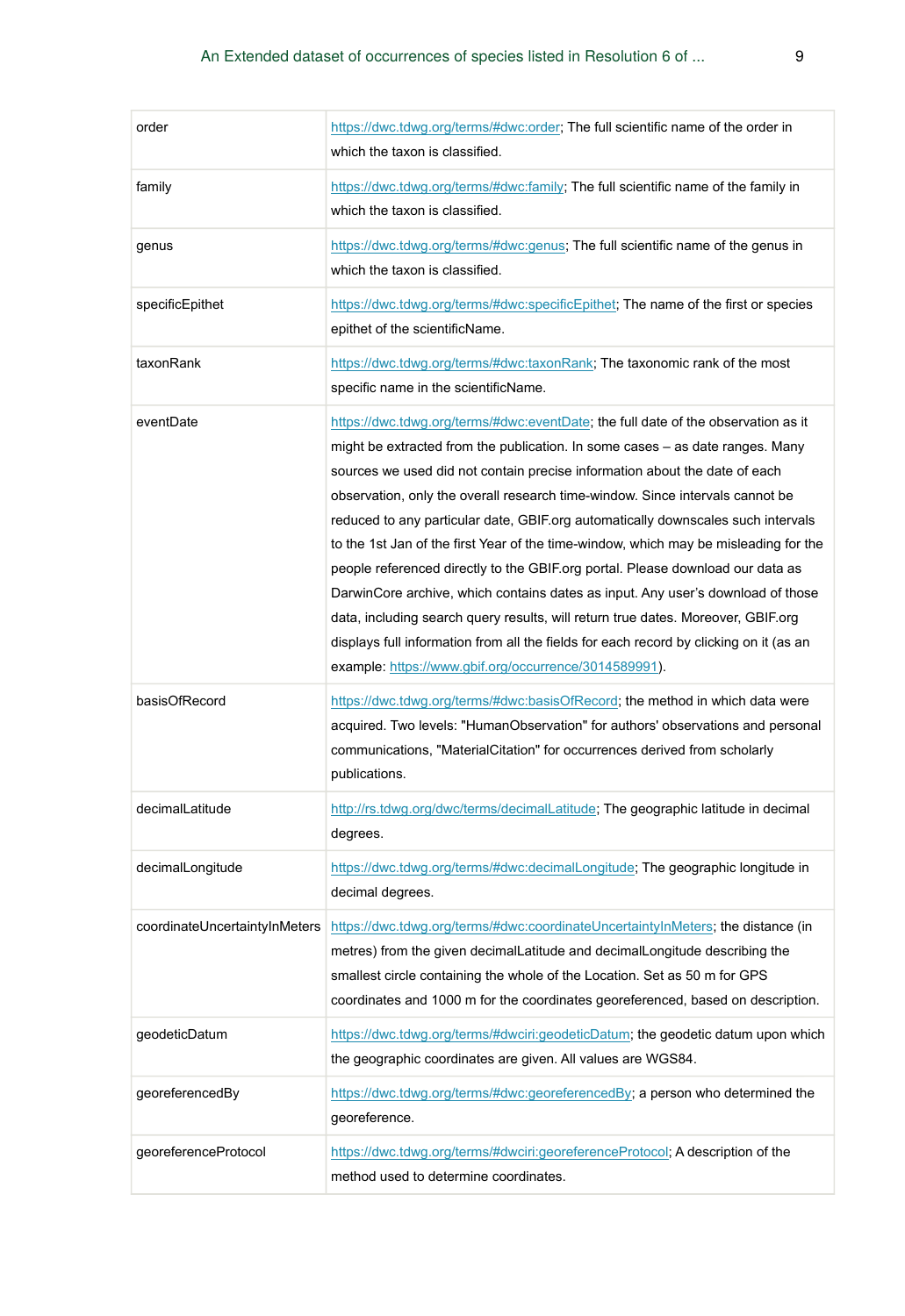| | |
|---|---|
| order | https://dwc.tdwg.org/terms/#dwc:order; The full scientific name of the order in which the taxon is classified. |
| family | https://dwc.tdwg.org/terms/#dwc:family; The full scientific name of the family in which the taxon is classified. |
| genus | https://dwc.tdwg.org/terms/#dwc:genus; The full scientific name of the genus in which the taxon is classified. |
| specificEpithet | https://dwc.tdwg.org/terms/#dwc:specificEpithet; The name of the first or species epithet of the scientificName. |
| taxonRank | https://dwc.tdwg.org/terms/#dwc:taxonRank; The taxonomic rank of the most specific name in the scientificName. |
| eventDate | https://dwc.tdwg.org/terms/#dwc:eventDate; the full date of the observation as it might be extracted from the publication. In some cases – as date ranges. Many sources we used did not contain precise information about the date of each observation, only the overall research time-window. Since intervals cannot be reduced to any particular date, GBIF.org automatically downscales such intervals to the 1st Jan of the first Year of the time-window, which may be misleading for the people referenced directly to the GBIF.org portal. Please download our data as DarwinCore archive, which contains dates as input. Any user's download of those data, including search query results, will return true dates. Moreover, GBIF.org displays full information from all the fields for each record by clicking on it (as an example: https://www.gbif.org/occurrence/3014589991). |
| basisOfRecord | https://dwc.tdwg.org/terms/#dwc:basisOfRecord; the method in which data were acquired. Two levels: "HumanObservation" for authors' observations and personal communications, "MaterialCitation" for occurrences derived from scholarly publications. |
| decimalLatitude | http://rs.tdwg.org/dwc/terms/decimalLatitude; The geographic latitude in decimal degrees. |
| decimalLongitude | https://dwc.tdwg.org/terms/#dwc:decimalLongitude; The geographic longitude in decimal degrees. |
| coordinateUncertaintyInMeters | https://dwc.tdwg.org/terms/#dwc:coordinateUncertaintyInMeters; the distance (in metres) from the given decimalLatitude and decimalLongitude describing the smallest circle containing the whole of the Location. Set as 50 m for GPS coordinates and 1000 m for the coordinates georeferenced, based on description. |
| geodeticDatum | https://dwc.tdwg.org/terms/#dwciri:geodeticDatum; the geodetic datum upon which the geographic coordinates are given. All values are WGS84. |
| georeferencedBy | https://dwc.tdwg.org/terms/#dwc:georeferencedBy; a person who determined the georeference. |
| georeferenceProtocol | https://dwc.tdwg.org/terms/#dwciri:georeferenceProtocol; A description of the method used to determine coordinates. |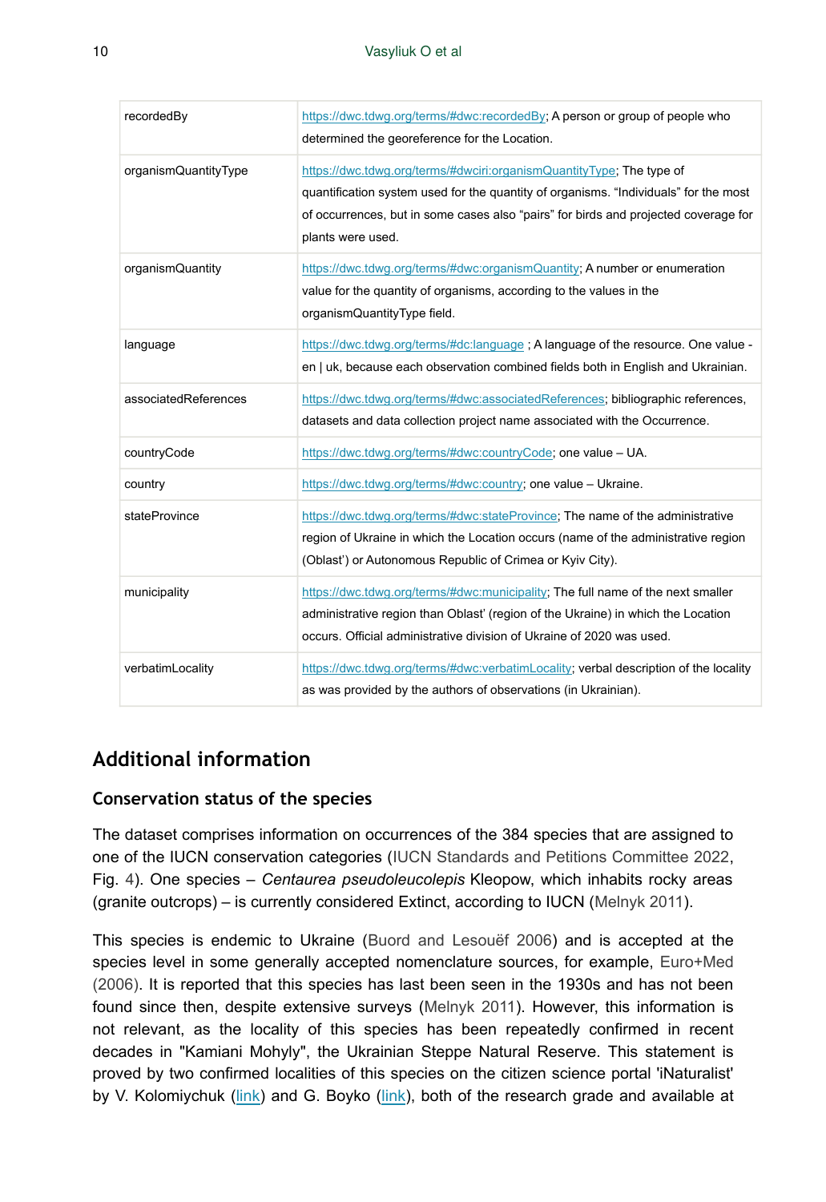| | |
|---|---|
| recordedBy | https://dwc.tdwg.org/terms/#dwc:recordedBy; A person or group of people who determined the georeference for the Location. |
| organismQuantityType | https://dwc.tdwg.org/terms/#dwciri:organismQuantityType; The type of quantification system used for the quantity of organisms. “Individuals” for the most of occurrences, but in some cases also “pairs” for birds and projected coverage for plants were used. |
| organismQuantity | https://dwc.tdwg.org/terms/#dwc:organismQuantity; A number or enumeration value for the quantity of organisms, according to the values in the organismQuantityType field. |
| language | https://dwc.tdwg.org/terms/#dc:language ; A language of the resource. One value - en \| uk, because each observation combined fields both in English and Ukrainian. |
| associatedReferences | https://dwc.tdwg.org/terms/#dwc:associatedReferences; bibliographic references, datasets and data collection project name associated with the Occurrence. |
| countryCode | https://dwc.tdwg.org/terms/#dwc:countryCode; one value – UA. |
| country | https://dwc.tdwg.org/terms/#dwc:country; one value – Ukraine. |
| stateProvince | https://dwc.tdwg.org/terms/#dwc:stateProvince; The name of the administrative region of Ukraine in which the Location occurs (name of the administrative region (Oblast') or Autonomous Republic of Crimea or Kyiv City). |
| municipality | https://dwc.tdwg.org/terms/#dwc:municipality; The full name of the next smaller administrative region than Oblast' (region of the Ukraine) in which the Location occurs. Official administrative division of Ukraine of 2020 was used. |
| verbatimLocality | https://dwc.tdwg.org/terms/#dwc:verbatimLocality; verbal description of the locality as was provided by the authors of observations (in Ukrainian). |

## Additional information

### Conservation status of the species

The dataset comprises information on occurrences of the 384 species that are assigned to one of the IUCN conservation categories (IUCN Standards and Petitions Committee 2022, Fig. 4). One species – *Centaurea pseudoleucolepis* Kleopow, which inhabits rocky areas (granite outcrops) – is currently considered Extinct, according to IUCN (Melnyk 2011).

This species is endemic to Ukraine (Buord and Lesouëf 2006) and is accepted at the species level in some generally accepted nomenclature sources, for example, Euro+Med (2006). It is reported that this species has last been seen in the 1930s and has not been found since then, despite extensive surveys (Melnyk 2011). However, this information is not relevant, as the locality of this species has been repeatedly confirmed in recent decades in "Kamiani Mohyly", the Ukrainian Steppe Natural Reserve. This statement is proved by two confirmed localities of this species on the citizen science portal 'iNaturalist' by V. Kolomiychuk (link) and G. Boyko (link), both of the research grade and available at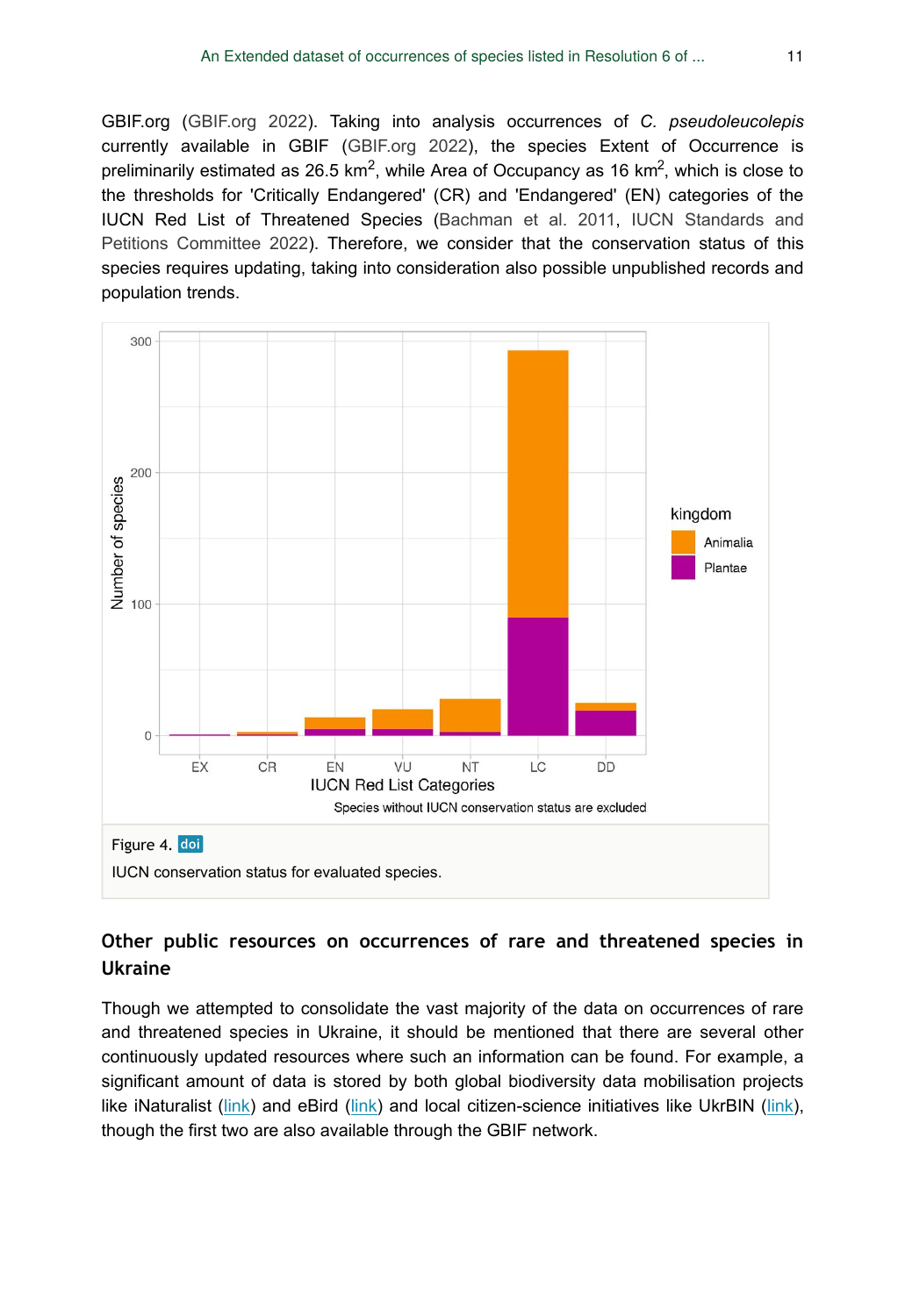GBIF.org (GBIF.org 2022). Taking into analysis occurrences of *C. pseudoleucolepis* currently available in GBIF (GBIF.org 2022), the species Extent of Occurrence is preliminarily estimated as 26.5 km$^2$, while Area of Occupancy as 16 km$^2$, which is close to the thresholds for 'Critically Endangered' (CR) and 'Endangered' (EN) categories of the IUCN Red List of Threatened Species (Bachman et al. 2011, IUCN Standards and Petitions Committee 2022). Therefore, we consider that the conservation status of this species requires updating, taking into consideration also possible unpublished records and population trends.

Figure 4. doi

IUCN conservation status for evaluated species.

## Other public resources on occurrences of rare and threatened species in Ukraine

Though we attempted to consolidate the vast majority of the data on occurrences of rare and threatened species in Ukraine, it should be mentioned that there are several other continuously updated resources where such an information can be found. For example, a significant amount of data is stored by both global biodiversity data mobilisation projects like iNaturalist (link) and eBird (link) and local citizen-science initiatives like UkrBIN (link), though the first two are also available through the GBIF network.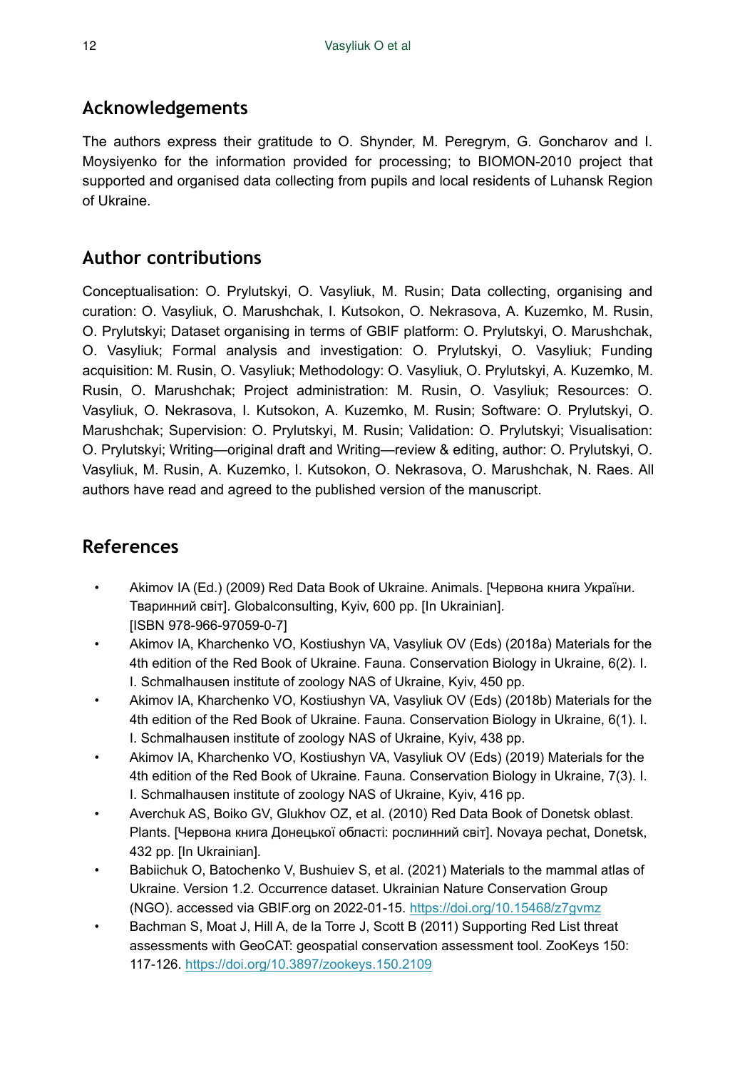## Acknowledgements

The authors express their gratitude to O. Shynder, M. Peregrym, G. Goncharov and I. Moysiyenko for the information provided for processing; to BIOMON-2010 project that supported and organised data collecting from pupils and local residents of Luhansk Region of Ukraine.

## Author contributions

Conceptualisation: O. Prylutskyi, O. Vasyliuk, M. Rusin; Data collecting, organising and curation: O. Vasyliuk, O. Marushchak, I. Kutsokon, O. Nekrasova, A. Kuzemko, M. Rusin, O. Prylutskyi; Dataset organising in terms of GBIF platform: O. Prylutskyi, O. Marushchak, O. Vasyliuk; Formal analysis and investigation: O. Prylutskyi, O. Vasyliuk; Funding acquisition: M. Rusin, O. Vasyliuk; Methodology: O. Vasyliuk, O. Prylutskyi, A. Kuzemko, M. Rusin, O. Marushchak; Project administration: M. Rusin, O. Vasyliuk; Resources: O. Vasyliuk, O. Nekrasova, I. Kutsokon, A. Kuzemko, M. Rusin; Software: O. Prylutskyi, O. Marushchak; Supervision: O. Prylutskyi, M. Rusin; Validation: O. Prylutskyi; Visualisation: O. Prylutskyi; Writing—original draft and Writing—review & editing, author: O. Prylutskyi, O. Vasyliuk, M. Rusin, A. Kuzemko, I. Kutsokon, O. Nekrasova, O. Marushchak, N. Raes. All authors have read and agreed to the published version of the manuscript.

## References

- Akimov IA (Ed.) (2009) Red Data Book of Ukraine. Animals. [Червона книга України. Тваринний світ]. Globalconsulting, Kyiv, 600 pp. [In Ukrainian]. [ISBN 978-966-97059-0-7]
- Akimov IA, Kharchenko VO, Kostiushyn VA, Vasyliuk OV (Eds) (2018a) Materials for the 4th edition of the Red Book of Ukraine. Fauna. Conservation Biology in Ukraine, 6(2). I. I. Schmalhausen institute of zoology NAS of Ukraine, Kyiv, 450 pp.
- Akimov IA, Kharchenko VO, Kostiushyn VA, Vasyliuk OV (Eds) (2018b) Materials for the 4th edition of the Red Book of Ukraine. Fauna. Conservation Biology in Ukraine, 6(1). I. I. Schmalhausen institute of zoology NAS of Ukraine, Kyiv, 438 pp.
- Akimov IA, Kharchenko VO, Kostiushyn VA, Vasyliuk OV (Eds) (2019) Materials for the 4th edition of the Red Book of Ukraine. Fauna. Conservation Biology in Ukraine, 7(3). I. I. Schmalhausen institute of zoology NAS of Ukraine, Kyiv, 416 pp.
- Averchuk AS, Boiko GV, Glukhov OZ, et al. (2010) Red Data Book of Donetsk oblast. Plants. [Червона книга Донецької області: рослинний світ]. Novaya pechat, Donetsk, 432 pp. [In Ukrainian].
- Babiichuk O, Batochenko V, Bushuiev S, et al. (2021) Materials to the mammal atlas of Ukraine. Version 1.2. Occurrence dataset. Ukrainian Nature Conservation Group (NGO). accessed via GBIF.org on 2022-01-15. https://doi.org/10.15468/z7gvmz
- Bachman S, Moat J, Hill A, de la Torre J, Scott B (2011) Supporting Red List threat assessments with GeoCAT: geospatial conservation assessment tool. ZooKeys 150: 117-126. https://doi.org/10.3897/zookeys.150.2109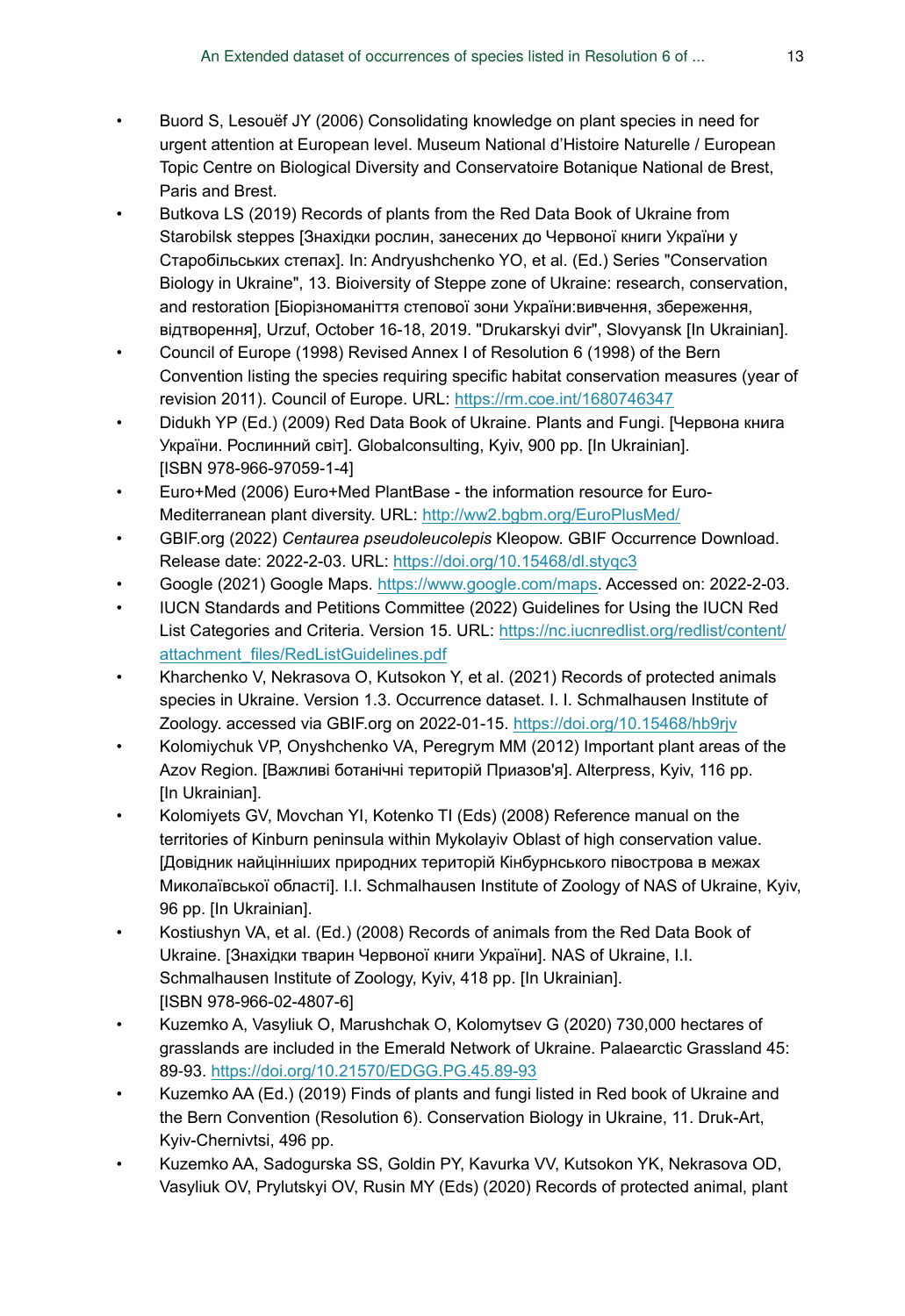- Buord S, Lesouëf JY (2006) Consolidating knowledge on plant species in need for urgent attention at European level. Museum National d'Histoire Naturelle / European Topic Centre on Biological Diversity and Conservatoire Botanique National de Brest, Paris and Brest.
- Butkova LS (2019) Records of plants from the Red Data Book of Ukraine from Starobilsk steppes [Знахідки рослин, занесених до Червоної книги України у Старобільських степах]. In: Andryushchenko YO, et al. (Ed.) Series "Conservation Biology in Ukraine", 13. Bioiversity of Steppe zone of Ukraine: research, conservation, and restoration [Біорізноманіття степової зони України:вивчення, збереження, відтворення], Urzuf, October 16-18, 2019. "Drukarskyi dvir", Slovyansk [In Ukrainian].
- Council of Europe (1998) Revised Annex I of Resolution 6 (1998) of the Bern Convention listing the species requiring specific habitat conservation measures (year of revision 2011). Council of Europe. URL: https://rm.coe.int/1680746347
- Didukh YP (Ed.) (2009) Red Data Book of Ukraine. Plants and Fungi. [Червона книга України. Рослинний світ]. Globalconsulting, Kyiv, 900 pp. [In Ukrainian]. [ISBN 978-966-97059-1-4]
- Euro+Med (2006) Euro+Med PlantBase - the information resource for Euro-Mediterranean plant diversity. URL: http://ww2.bgbm.org/EuroPlusMed/
- GBIF.org (2022) *Centaurea pseudoleucolepis* Kleopow. GBIF Occurrence Download. Release date: 2022-2-03. URL: https://doi.org/10.15468/dl.styqc3
- Google (2021) Google Maps. https://www.google.com/maps. Accessed on: 2022-2-03.
- IUCN Standards and Petitions Committee (2022) Guidelines for Using the IUCN Red List Categories and Criteria. Version 15. URL: https://nc.iucnredlist.org/redlist/content/attachment_files/RedListGuidelines.pdf
- Kharchenko V, Nekrasova O, Kutsokon Y, et al. (2021) Records of protected animals species in Ukraine. Version 1.3. Occurrence dataset. I. I. Schmalhausen Institute of Zoology. accessed via GBIF.org on 2022-01-15. https://doi.org/10.15468/hb9rjv
- Kolomiychuk VP, Onyshchenko VA, Peregrym MM (2012) Important plant areas of the Azov Region. [Важливі ботанічні територій Приазов'я]. Alterpress, Kyiv, 116 pp. [In Ukrainian].
- Kolomiyets GV, Movchan YI, Kotenko TI (Eds) (2008) Reference manual on the territories of Kinburn peninsula within Mykolayiv Oblast of high conservation value. [Довідник найцінніших природних територій Кінбурнського півострова в межах Миколаївської області]. I.I. Schmalhausen Institute of Zoology of NAS of Ukraine, Kyiv, 96 pp. [In Ukrainian].
- Kostiushyn VA, et al. (Ed.) (2008) Records of animals from the Red Data Book of Ukraine. [Знахідки тварин Червоної книги України]. NAS of Ukraine, I.I. Schmalhausen Institute of Zoology, Kyiv, 418 pp. [In Ukrainian]. [ISBN 978-966-02-4807-6]
- Kuzemko A, Vasyliuk O, Marushchak O, Kolomytsev G (2020) 730,000 hectares of grasslands are included in the Emerald Network of Ukraine. Palaearctic Grassland 45: 89-93. https://doi.org/10.21570/EDGG.PG.45.89-93
- Kuzemko AA (Ed.) (2019) Finds of plants and fungi listed in Red book of Ukraine and the Bern Convention (Resolution 6). Conservation Biology in Ukraine, 11. Druk-Art, Kyiv-Chernivtsi, 496 pp.
- Kuzemko AA, Sadogurska SS, Goldin PY, Kavurka VV, Kutsokon YK, Nekrasova OD, Vasyliuk OV, Prylutskyi OV, Rusin MY (Eds) (2020) Records of protected animal, plant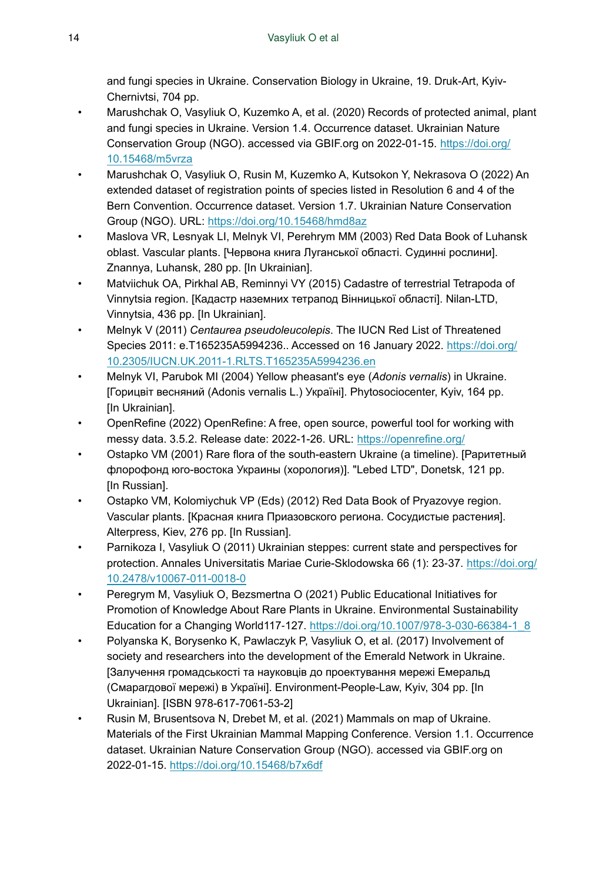and fungi species in Ukraine. Conservation Biology in Ukraine, 19. Druk-Art, Kyiv-Chernivtsi, 704 pp.

- Marushchak O, Vasyliuk O, Kuzemko A, et al. (2020) Records of protected animal, plant and fungi species in Ukraine. Version 1.4. Occurrence dataset. Ukrainian Nature Conservation Group (NGO). accessed via GBIF.org on 2022-01-15. https://doi.org/10.15468/m5vrza
- Marushchak O, Vasyliuk O, Rusin M, Kuzemko A, Kutsokon Y, Nekrasova O (2022) An extended dataset of registration points of species listed in Resolution 6 and 4 of the Bern Convention. Occurrence dataset. Version 1.7. Ukrainian Nature Conservation Group (NGO). URL: https://doi.org/10.15468/hmd8az
- Maslova VR, Lesnyak LI, Melnyk VI, Perehrym MM (2003) Red Data Book of Luhansk oblast. Vascular plants. [Червона книга Луганської області. Судинні рослини]. Znannya, Luhansk, 280 pp. [In Ukrainian].
- Matviichuk OA, Pirkhal AB, Reminnyi VY (2015) Cadastre of terrestrial Tetrapoda of Vinnytsia region. [Кадастр наземних тетрапод Вінницької області]. Nilan-LTD, Vinnytsia, 436 pp. [In Ukrainian].
- Melnyk V (2011) *Centaurea pseudoleucolepis*. The IUCN Red List of Threatened Species 2011: e.T165235A5994236.. Accessed on 16 January 2022. https://doi.org/10.2305/IUCN.UK.2011-1.RLTS.T165235A5994236.en
- Melnyk VI, Parubok MI (2004) Yellow pheasant's eye (*Adonis vernalis*) in Ukraine. [Горицвіт весняний (Adonis vernalis L.) Україні]. Phytosociocenter, Kyiv, 164 pp. [In Ukrainian].
- OpenRefine (2022) OpenRefine: A free, open source, powerful tool for working with messy data. 3.5.2. Release date: 2022-1-26. URL: https://openrefine.org/
- Ostapko VM (2001) Rare flora of the south-eastern Ukraine (a timeline). [Раритетный флорофонд юго-востока Украины (хорология)]. "Lebed LTD", Donetsk, 121 pp. [In Russian].
- Ostapko VM, Kolomiychuk VP (Eds) (2012) Red Data Book of Pryazovye region. Vascular plants. [Красная книга Приазовского региона. Сосудистые растения]. Alterpress, Kiev, 276 pp. [In Russian].
- Parnikoza I, Vasyliuk O (2011) Ukrainian steppes: current state and perspectives for protection. Annales Universitatis Mariae Curie-Sklodowska 66 (1): 23-37. https://doi.org/10.2478/v10067-011-0018-0
- Peregrym M, Vasyliuk O, Bezsmertna O (2021) Public Educational Initiatives for Promotion of Knowledge About Rare Plants in Ukraine. Environmental Sustainability Education for a Changing World117-127. https://doi.org/10.1007/978-3-030-66384-1_8
- Polyanska K, Borysenko K, Pawlaczyk P, Vasyliuk O, et al. (2017) Involvement of society and researchers into the development of the Emerald Network in Ukraine. [Залучення громадськості та науковців до проектування мережі Емеральд (Смарагдової мережі) в Україні]. Environment-People-Law, Kyiv, 304 pp. [In Ukrainian]. [ISBN 978-617-7061-53-2]
- Rusin M, Brusentsova N, Drebet M, et al. (2021) Mammals on map of Ukraine. Materials of the First Ukrainian Mammal Mapping Conference. Version 1.1. Occurrence dataset. Ukrainian Nature Conservation Group (NGO). accessed via GBIF.org on 2022-01-15. https://doi.org/10.15468/b7x6df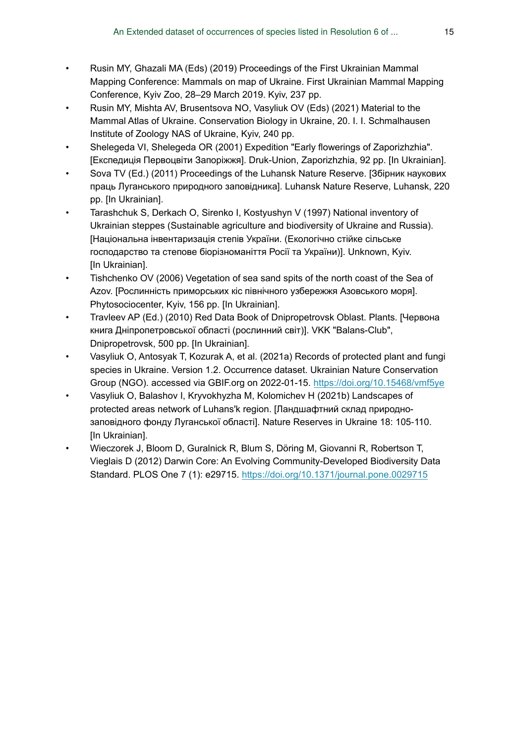- Rusin MY, Ghazali MA (Eds) (2019) Proceedings of the First Ukrainian Mammal Mapping Conference: Mammals on map of Ukraine. First Ukrainian Mammal Mapping Conference, Kyiv Zoo, 28–29 March 2019. Kyiv, 237 pp.
- Rusin MY, Mishta AV, Brusentsova NO, Vasyliuk OV (Eds) (2021) Material to the Mammal Atlas of Ukraine. Conservation Biology in Ukraine, 20. I. I. Schmalhausen Institute of Zoology NAS of Ukraine, Kyiv, 240 pp.
- Shelegeda VI, Shelegeda OR (2001) Expedition "Early flowerings of Zaporizhzhia". [Експедиція Первоцвіти Запоріжжя]. Druk-Union, Zaporizhzhia, 92 pp. [In Ukrainian].
- Sova TV (Ed.) (2011) Proceedings of the Luhansk Nature Reserve. [Збірник наукових праць Луганського природного заповідника]. Luhansk Nature Reserve, Luhansk, 220 pp. [In Ukrainian].
- Tarashchuk S, Derkach O, Sirenko I, Kostyushyn V (1997) National inventory of Ukrainian steppes (Sustainable agriculture and biodiversity of Ukraine and Russia). [Національна інвентаризація степів України. (Екологічно стійке сільське господарство та степове біорізноманіття Росії та України)]. Unknown, Kyiv. [In Ukrainian].
- Tishchenko OV (2006) Vegetation of sea sand spits of the north coast of the Sea of Azov. [Рослинність приморських кіс північного узбережжя Азовського моря]. Phytosociocenter, Kyiv, 156 pp. [In Ukrainian].
- Travleev AP (Ed.) (2010) Red Data Book of Dnipropetrovsk Oblast. Plants. [Червона книга Дніпропетровської області (рослинний світ)]. VKK "Balans-Club", Dnipropetrovsk, 500 pp. [In Ukrainian].
- Vasyliuk O, Antosyak T, Kozurak A, et al. (2021a) Records of protected plant and fungi species in Ukraine. Version 1.2. Occurrence dataset. Ukrainian Nature Conservation Group (NGO). accessed via GBIF.org on 2022-01-15. https://doi.org/10.15468/vmf5ye
- Vasyliuk O, Balashov I, Kryvokhyzha M, Kolomichev H (2021b) Landscapes of protected areas network of Luhans'k region. [Ландшафтний склад природно-заповідного фонду Луганської області]. Nature Reserves in Ukraine 18: 105-110. [In Ukrainian].
- Wieczorek J, Bloom D, Guralnick R, Blum S, Döring M, Giovanni R, Robertson T, Vieglais D (2012) Darwin Core: An Evolving Community-Developed Biodiversity Data Standard. PLOS One 7 (1): e29715. https://doi.org/10.1371/journal.pone.0029715